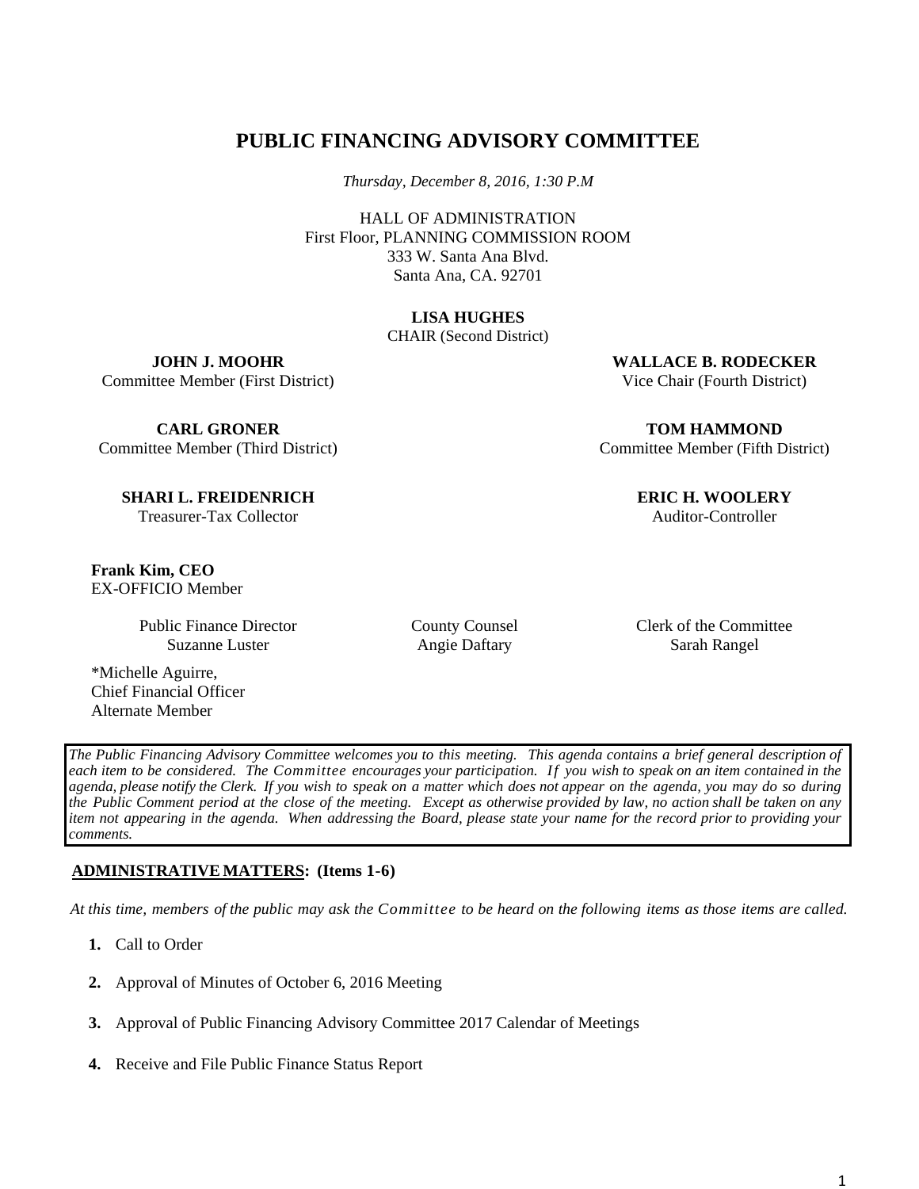# PUBLIC FINANCING ADVISORY COMMITTEE

*Thursday, December 8, 2016, 1:30 P.M*

HALL OF ADMINISTRATION
First Floor, PLANNING COMMISSION ROOM
333 W. Santa Ana Blvd.
Santa Ana, CA. 92701

**LISA HUGHES**
CHAIR (Second District)

**JOHN J. MOOHR**
Committee Member (First District)

**WALLACE B. RODECKER**
Vice Chair (Fourth District)

**CARL GRONER**
Committee Member (Third District)

**TOM HAMMOND**
Committee Member (Fifth District)

**SHARI L. FREIDENRICH**
Treasurer-Tax Collector

**ERIC H. WOOLERY**
Auditor-Controller

**Frank Kim, CEO**
EX-OFFICIO Member

Public Finance Director
Suzanne Luster

County Counsel
Angie Daftary

Clerk of the Committee
Sarah Rangel

*Michelle Aguirre,
Chief Financial Officer
Alternate Member

*The Public Financing Advisory Committee welcomes you to this meeting. This agenda contains a brief general description of each item to be considered. The Committee encourages your participation. If you wish to speak on an item contained in the agenda, please notify the Clerk. If you wish to speak on a matter which does not appear on the agenda, you may do so during the Public Comment period at the close of the meeting. Except as otherwise provided by law, no action shall be taken on any item not appearing in the agenda. When addressing the Board, please state your name for the record prior to providing your comments.*

**ADMINISTRATIVE MATTERS: (Items 1-6)**

*At this time, members of the public may ask the Committee to be heard on the following items as those items are called.*

1. Call to Order
2. Approval of Minutes of October 6, 2016 Meeting
3. Approval of Public Financing Advisory Committee 2017 Calendar of Meetings
4. Receive and File Public Finance Status Report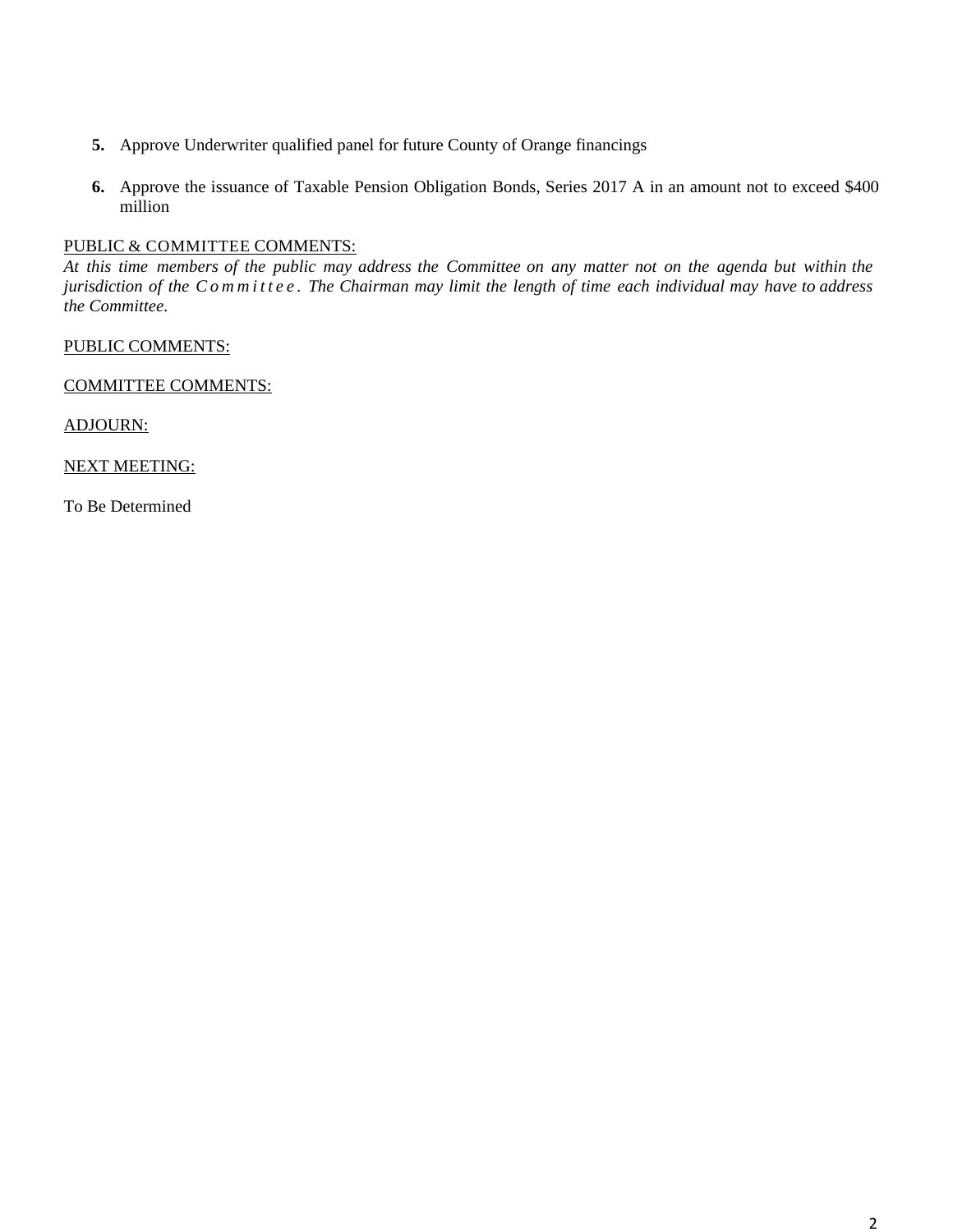5. Approve Underwriter qualified panel for future County of Orange financings

6. Approve the issuance of Taxable Pension Obligation Bonds, Series 2017 A in an amount not to exceed $400 million

<u>PUBLIC & COMMITTEE COMMENTS:</u>

*At this time members of the public may address the Committee on any matter not on the agenda but within the jurisdiction of the Committee. The Chairman may limit the length of time each individual may have to address the Committee.*

<u>PUBLIC COMMENTS:</u>

<u>COMMITTEE COMMENTS:</u>

<u>ADJOURN:</u>

<u>NEXT MEETING:</u>

To Be Determined